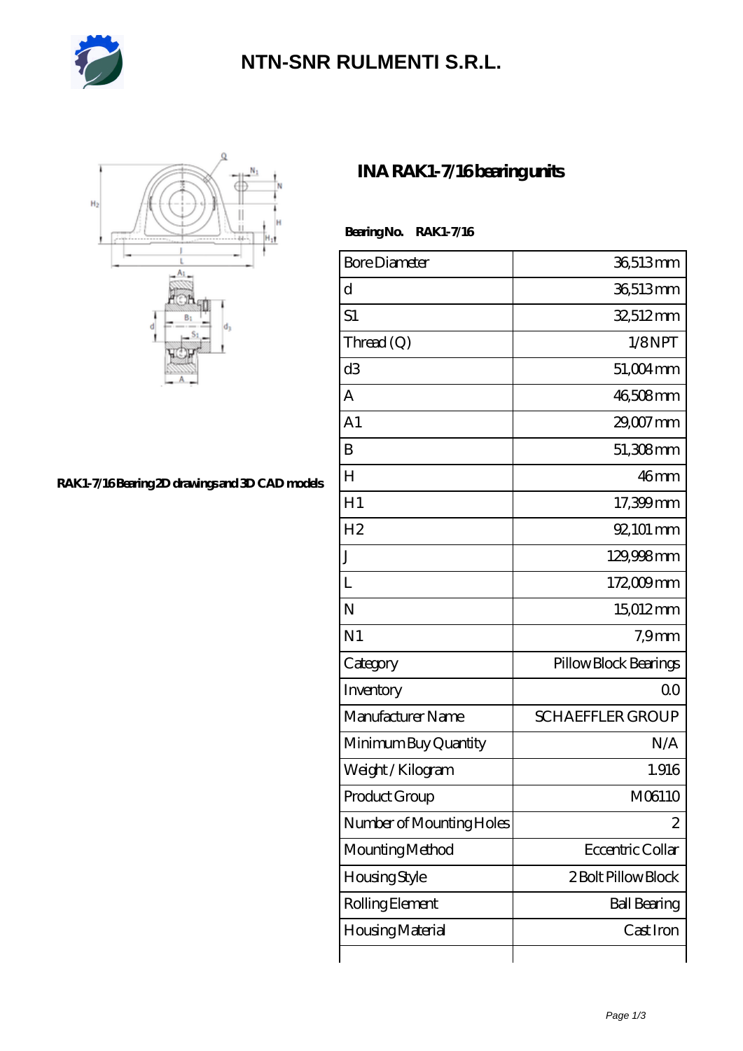# NTN-SNR RULMENTI S.R.L.

RAK1-7/16 Bearing 2D drawings and 3D CAD models

## INA RAK1-7/16 bearing units

**Bearing No. RAK1-7/16**

| Bore Diameter | 36,513 mm |
|---|---|
| d | 36,513 mm |
| S1 | 32,512 mm |
| Thread (Q) | 1/8 NPT |
| d3 | 51,004 mm |
| A | 46,508 mm |
| A1 | 29,007 mm |
| B | 51,308 mm |
| H | 46 mm |
| H1 | 17,399 mm |
| H2 | 92,101 mm |
| J | 129,998 mm |
| L | 172,009 mm |
| N | 15,012 mm |
| N1 | 7,9 mm |
| Category | Pillow Block Bearings |
| Inventory | 0.0 |
| Manufacturer Name | SCHAEFFLER GROUP |
| Minimum Buy Quantity | N/A |
| Weight / Kilogram | 1.916 |
| Product Group | M06110 |
| Number of Mounting Holes | 2 |
| Mounting Method | Eccentric Collar |
| Housing Style | 2 Bolt Pillow Block |
| Rolling Element | Ball Bearing |
| Housing Material | Cast Iron |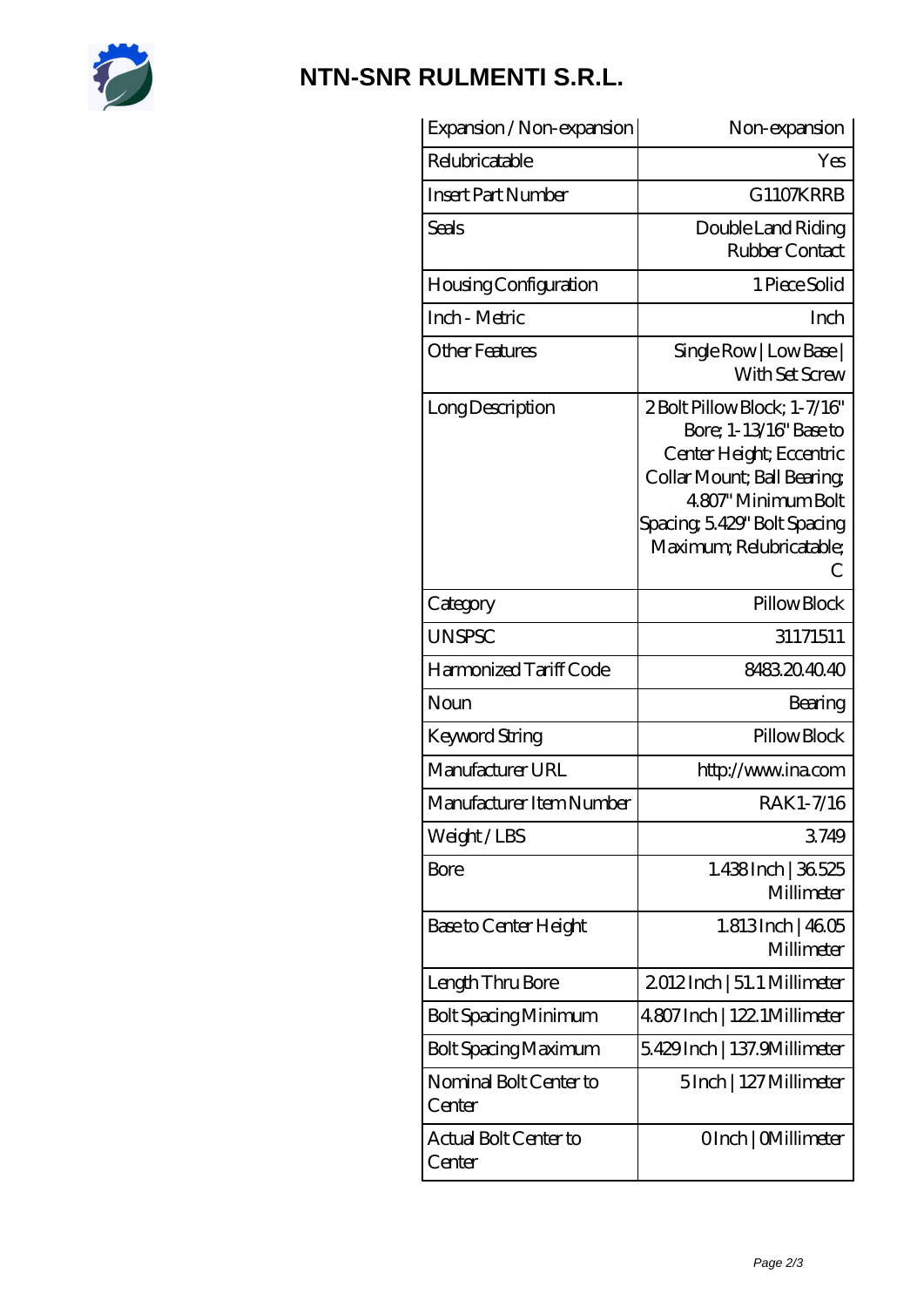# NTN-SNR RULMENTI S.R.L.

| Expansion / Non-expansion | Non-expansion |
|---|---|
| Relubricatable | Yes |
| Insert Part Number | G1107KRRB |
| Seals | Double Land Riding Rubber Contact |
| Housing Configuration | 1 Piece Solid |
| Inch - Metric | Inch |
| Other Features | Single Row \| Low Base \| With Set Screw |
| Long Description | 2 Bolt Pillow Block; 1-7/16" Bore; 1-13/16" Base to Center Height; Eccentric Collar Mount; Ball Bearing; 4.807" Minimum Bolt Spacing; 5.429" Bolt Spacing Maximum; Relubricatable; C |
| Category | Pillow Block |
| UNSPSC | 31171511 |
| Harmonized Tariff Code | 8483.20.40.40 |
| Noun | Bearing |
| Keyword String | Pillow Block |
| Manufacturer URL | http://www.ina.com |
| Manufacturer Item Number | RAK1-7/16 |
| Weight / LBS | 3.749 |
| Bore | 1.438 Inch \| 36.525 Millimeter |
| Base to Center Height | 1.813 Inch \| 46.05 Millimeter |
| Length Thru Bore | 2.012 Inch \| 51.1 Millimeter |
| Bolt Spacing Minimum | 4.807 Inch \| 122.1 Millimeter |
| Bolt Spacing Maximum | 5.429 Inch \| 137.9 Millimeter |
| Nominal Bolt Center to Center | 5 Inch \| 127 Millimeter |
| Actual Bolt Center to Center | 0 Inch \| 0 Millimeter |